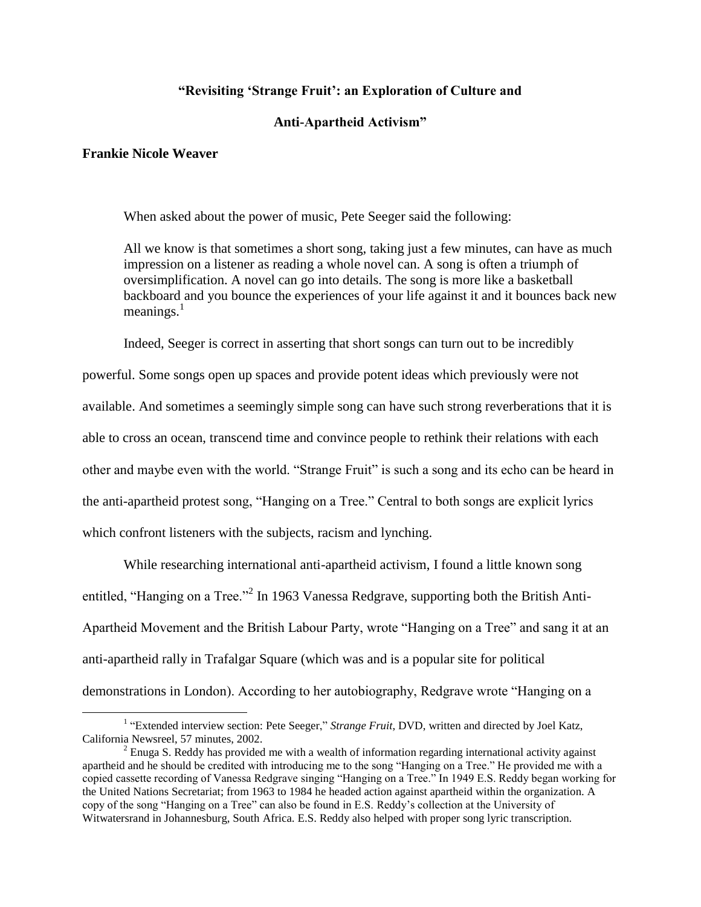# "Revisiting 'Strange Fruit': an Exploration of Culture and Anti-Apartheid Activism"

**Frankie Nicole Weaver**

When asked about the power of music, Pete Seeger said the following:

> All we know is that sometimes a short song, taking just a few minutes, can have as much impression on a listener as reading a whole novel can. A song is often a triumph of oversimplification. A novel can go into details. The song is more like a basketball backboard and you bounce the experiences of your life against it and it bounces back new meanings.[1]

Indeed, Seeger is correct in asserting that short songs can turn out to be incredibly powerful. Some songs open up spaces and provide potent ideas which previously were not available. And sometimes a seemingly simple song can have such strong reverberations that it is able to cross an ocean, transcend time and convince people to rethink their relations with each other and maybe even with the world. "Strange Fruit" is such a song and its echo can be heard in the anti-apartheid protest song, "Hanging on a Tree." Central to both songs are explicit lyrics which confront listeners with the subjects, racism and lynching.

While researching international anti-apartheid activism, I found a little known song entitled, "Hanging on a Tree."[2] In 1963 Vanessa Redgrave, supporting both the British Anti-Apartheid Movement and the British Labour Party, wrote "Hanging on a Tree" and sang it at an anti-apartheid rally in Trafalgar Square (which was and is a popular site for political demonstrations in London). According to her autobiography, Redgrave wrote "Hanging on a

---

[1] "Extended interview section: Pete Seeger," *Strange Fruit*, DVD, written and directed by Joel Katz, California Newsreel, 57 minutes, 2002.

[2] Enuga S. Reddy has provided me with a wealth of information regarding international activity against apartheid and he should be credited with introducing me to the song "Hanging on a Tree." He provided me with a copied cassette recording of Vanessa Redgrave singing "Hanging on a Tree." In 1949 E.S. Reddy began working for the United Nations Secretariat; from 1963 to 1984 he headed action against apartheid within the organization. A copy of the song "Hanging on a Tree" can also be found in E.S. Reddy's collection at the University of Witwatersrand in Johannesburg, South Africa. E.S. Reddy also helped with proper song lyric transcription.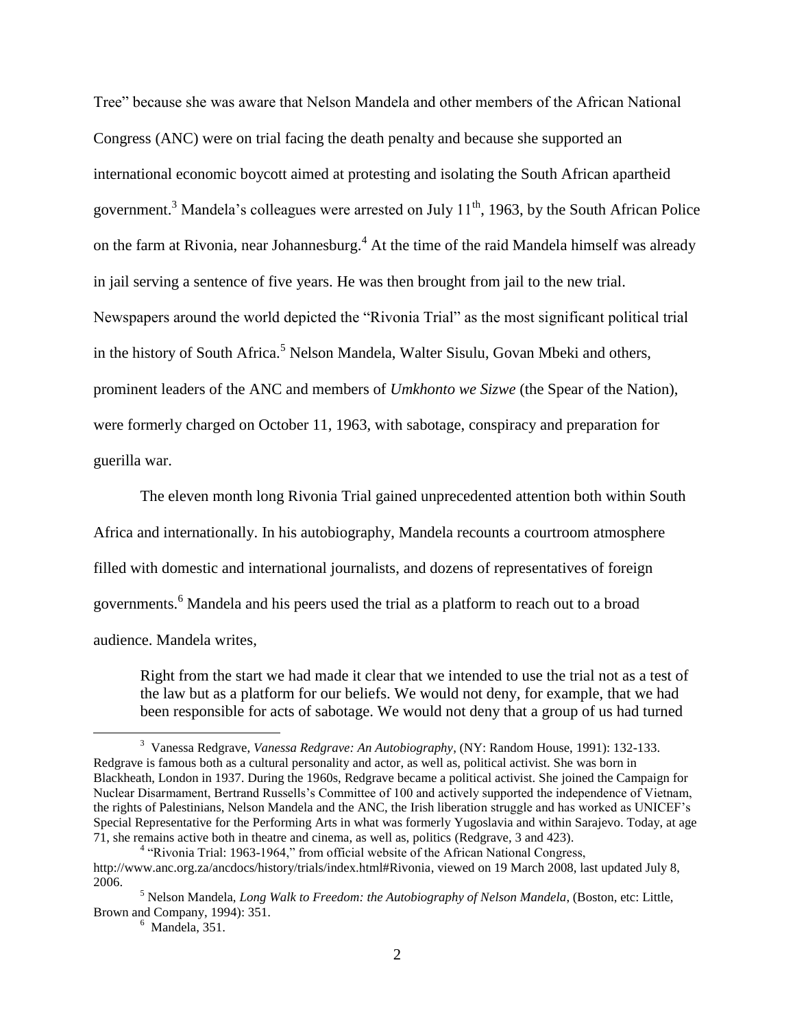Tree" because she was aware that Nelson Mandela and other members of the African National Congress (ANC) were on trial facing the death penalty and because she supported an international economic boycott aimed at protesting and isolating the South African apartheid government.[3] Mandela's colleagues were arrested on July 11th, 1963, by the South African Police on the farm at Rivonia, near Johannesburg.[4] At the time of the raid Mandela himself was already in jail serving a sentence of five years. He was then brought from jail to the new trial. Newspapers around the world depicted the "Rivonia Trial" as the most significant political trial in the history of South Africa.[5] Nelson Mandela, Walter Sisulu, Govan Mbeki and others, prominent leaders of the ANC and members of *Umkhonto we Sizwe* (the Spear of the Nation), were formerly charged on October 11, 1963, with sabotage, conspiracy and preparation for guerilla war.

The eleven month long Rivonia Trial gained unprecedented attention both within South Africa and internationally. In his autobiography, Mandela recounts a courtroom atmosphere filled with domestic and international journalists, and dozens of representatives of foreign governments.[6] Mandela and his peers used the trial as a platform to reach out to a broad audience. Mandela writes,

> Right from the start we had made it clear that we intended to use the trial not as a test of the law but as a platform for our beliefs. We would not deny, for example, that we had been responsible for acts of sabotage. We would not deny that a group of us had turned

---

[3] Vanessa Redgrave, *Vanessa Redgrave: An Autobiography*, (NY: Random House, 1991): 132-133. Redgrave is famous both as a cultural personality and actor, as well as, political activist. She was born in Blackheath, London in 1937. During the 1960s, Redgrave became a political activist. She joined the Campaign for Nuclear Disarmament, Bertrand Russells's Committee of 100 and actively supported the independence of Vietnam, the rights of Palestinians, Nelson Mandela and the ANC, the Irish liberation struggle and has worked as UNICEF's Special Representative for the Performing Arts in what was formerly Yugoslavia and within Sarajevo. Today, at age 71, she remains active both in theatre and cinema, as well as, politics (Redgrave, 3 and 423).

[4] "Rivonia Trial: 1963-1964," from official website of the African National Congress, http://www.anc.org.za/ancdocs/history/trials/index.html#Rivonia, viewed on 19 March 2008, last updated July 8, 2006.

[5] Nelson Mandela, *Long Walk to Freedom: the Autobiography of Nelson Mandela*, (Boston, etc: Little, Brown and Company, 1994): 351.

[6] Mandela, 351.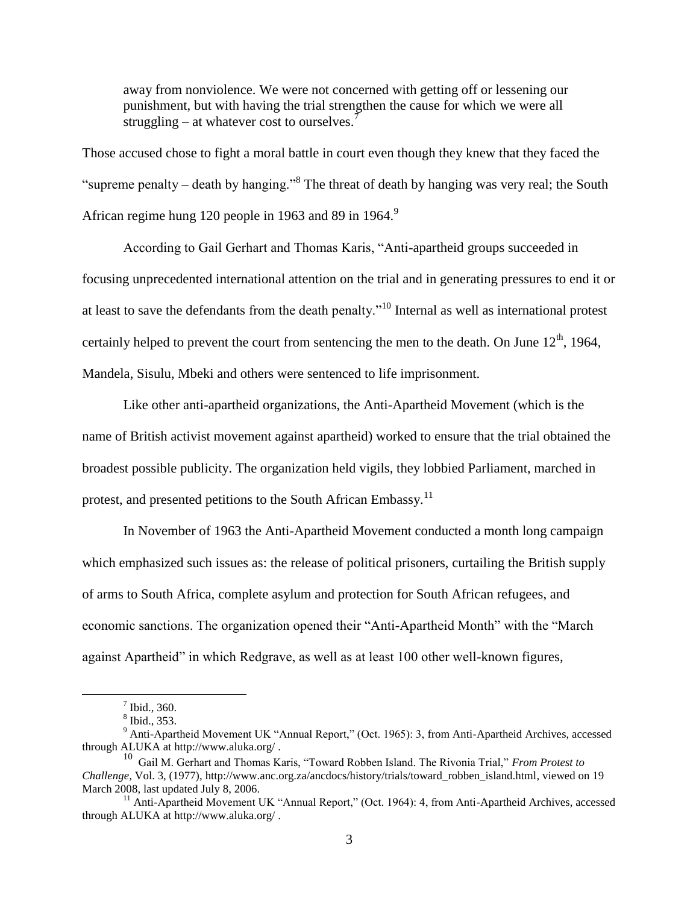> away from nonviolence. We were not concerned with getting off or lessening our punishment, but with having the trial strengthen the cause for which we were all struggling – at whatever cost to ourselves.[7]

Those accused chose to fight a moral battle in court even though they knew that they faced the "supreme penalty – death by hanging."[8] The threat of death by hanging was very real; the South African regime hung 120 people in 1963 and 89 in 1964.[9]

According to Gail Gerhart and Thomas Karis, "Anti-apartheid groups succeeded in focusing unprecedented international attention on the trial and in generating pressures to end it or at least to save the defendants from the death penalty."[10] Internal as well as international protest certainly helped to prevent the court from sentencing the men to the death. On June 12th, 1964, Mandela, Sisulu, Mbeki and others were sentenced to life imprisonment.

Like other anti-apartheid organizations, the Anti-Apartheid Movement (which is the name of British activist movement against apartheid) worked to ensure that the trial obtained the broadest possible publicity. The organization held vigils, they lobbied Parliament, marched in protest, and presented petitions to the South African Embassy.[11]

In November of 1963 the Anti-Apartheid Movement conducted a month long campaign which emphasized such issues as: the release of political prisoners, curtailing the British supply of arms to South Africa, complete asylum and protection for South African refugees, and economic sanctions. The organization opened their "Anti-Apartheid Month" with the "March against Apartheid" in which Redgrave, as well as at least 100 other well-known figures,

---

[7] Ibid., 360.

[8] Ibid., 353.

[9] Anti-Apartheid Movement UK "Annual Report," (Oct. 1965): 3, from Anti-Apartheid Archives, accessed through ALUKA at http://www.aluka.org/ .

[10] Gail M. Gerhart and Thomas Karis, "Toward Robben Island. The Rivonia Trial," *From Protest to Challenge,* Vol. 3, (1977), http://www.anc.org.za/ancdocs/history/trials/toward_robben_island.html, viewed on 19 March 2008, last updated July 8, 2006.

[11] Anti-Apartheid Movement UK "Annual Report," (Oct. 1964): 4, from Anti-Apartheid Archives, accessed through ALUKA at http://www.aluka.org/ .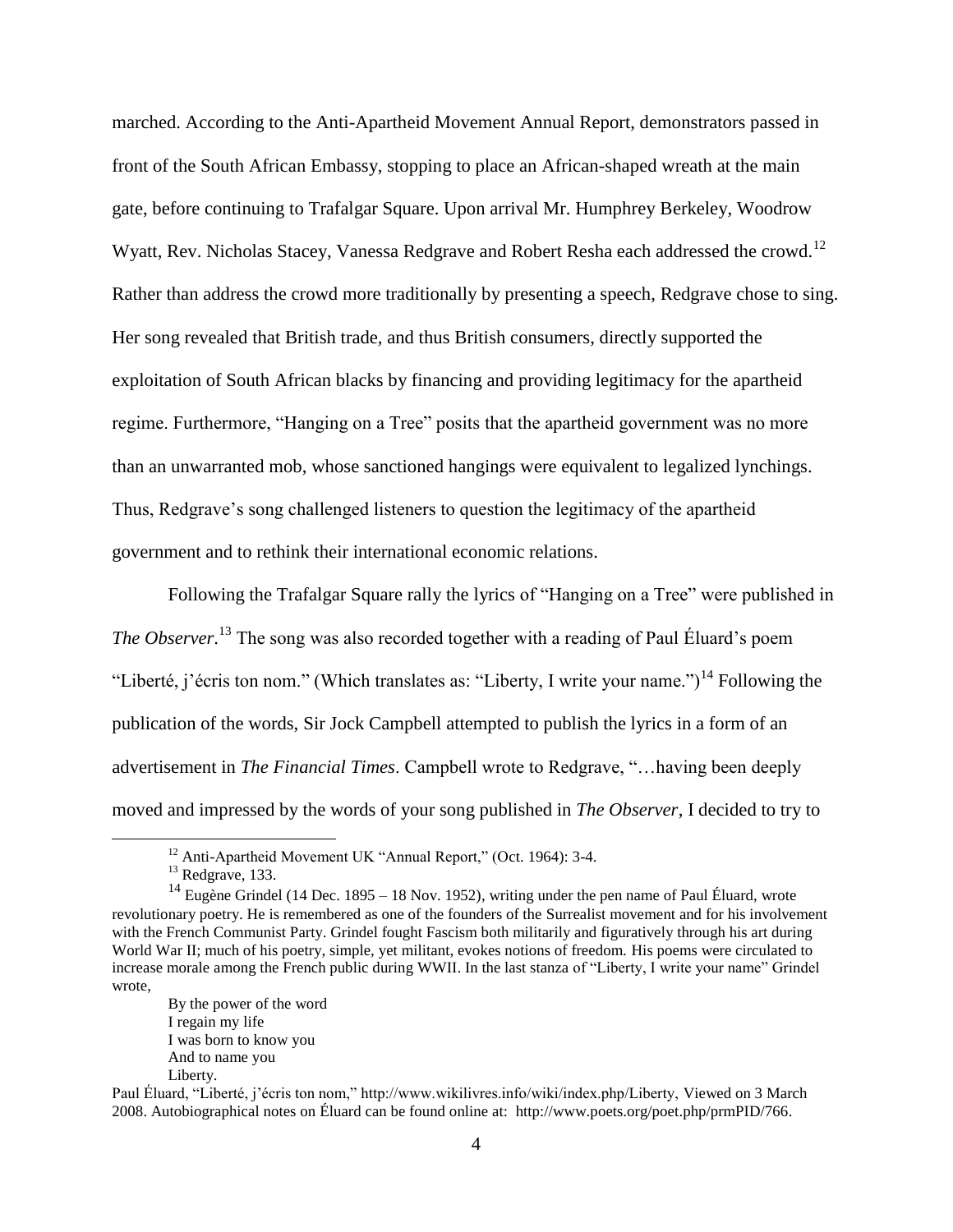marched. According to the Anti-Apartheid Movement Annual Report, demonstrators passed in front of the South African Embassy, stopping to place an African-shaped wreath at the main gate, before continuing to Trafalgar Square. Upon arrival Mr. Humphrey Berkeley, Woodrow Wyatt, Rev. Nicholas Stacey, Vanessa Redgrave and Robert Resha each addressed the crowd.[12] Rather than address the crowd more traditionally by presenting a speech, Redgrave chose to sing. Her song revealed that British trade, and thus British consumers, directly supported the exploitation of South African blacks by financing and providing legitimacy for the apartheid regime. Furthermore, "Hanging on a Tree" posits that the apartheid government was no more than an unwarranted mob, whose sanctioned hangings were equivalent to legalized lynchings. Thus, Redgrave's song challenged listeners to question the legitimacy of the apartheid government and to rethink their international economic relations.

Following the Trafalgar Square rally the lyrics of "Hanging on a Tree" were published in *The Observer*.[13] The song was also recorded together with a reading of Paul Éluard's poem "Liberté, j'écris ton nom." (Which translates as: "Liberty, I write your name.")[14] Following the publication of the words, Sir Jock Campbell attempted to publish the lyrics in a form of an advertisement in *The Financial Times*. Campbell wrote to Redgrave, "…having been deeply moved and impressed by the words of your song published in *The Observer*, I decided to try to

---

[12] Anti-Apartheid Movement UK "Annual Report," (Oct. 1964): 3-4.

[13] Redgrave, 133.

[14] Eugène Grindel (14 Dec. 1895 – 18 Nov. 1952), writing under the pen name of Paul Éluard, wrote revolutionary poetry. He is remembered as one of the founders of the Surrealist movement and for his involvement with the French Communist Party. Grindel fought Fascism both militarily and figuratively through his art during World War II; much of his poetry, simple, yet militant, evokes notions of freedom. His poems were circulated to increase morale among the French public during WWII. In the last stanza of "Liberty, I write your name" Grindel wrote,

> By the power of the word
> I regain my life
> I was born to know you
> And to name you
> Liberty.

Paul Éluard, "Liberté, j'écris ton nom," http://www.wikilivres.info/wiki/index.php/Liberty, Viewed on 3 March 2008. Autobiographical notes on Éluard can be found online at: http://www.poets.org/poet.php/prmPID/766.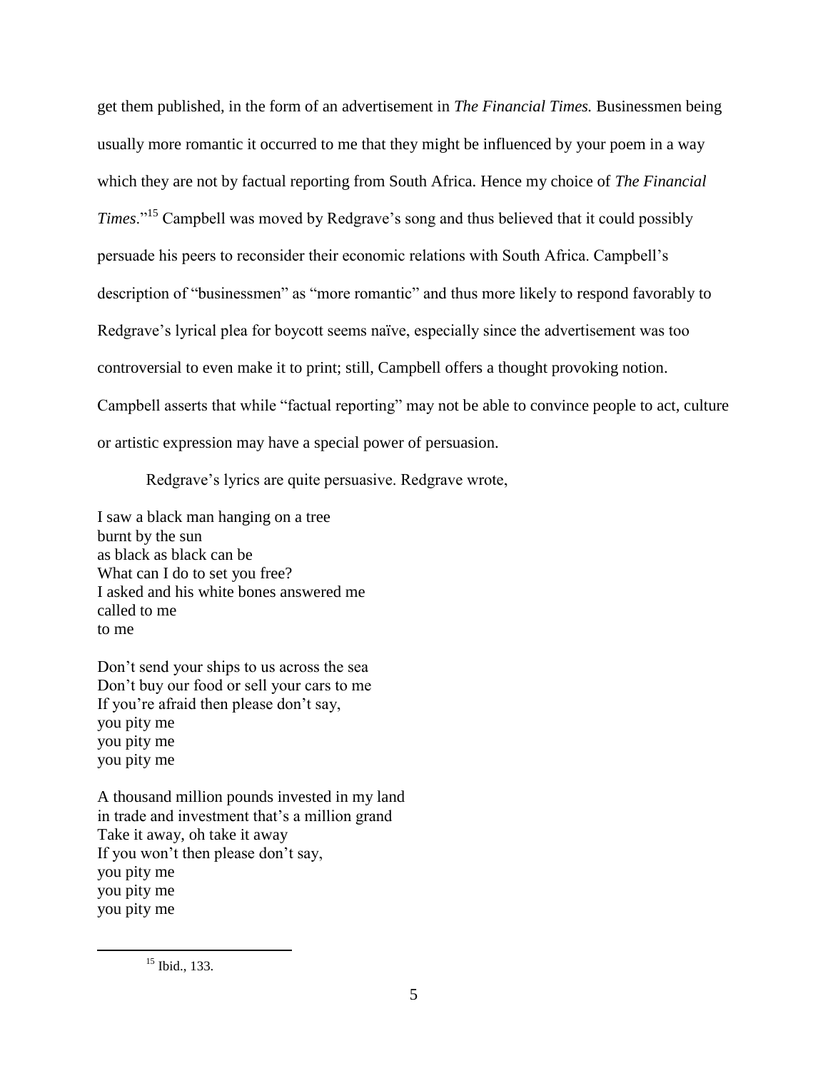get them published, in the form of an advertisement in *The Financial Times.* Businessmen being usually more romantic it occurred to me that they might be influenced by your poem in a way which they are not by factual reporting from South Africa. Hence my choice of *The Financial Times*."[15] Campbell was moved by Redgrave's song and thus believed that it could possibly persuade his peers to reconsider their economic relations with South Africa. Campbell's description of "businessmen" as "more romantic" and thus more likely to respond favorably to Redgrave's lyrical plea for boycott seems naïve, especially since the advertisement was too controversial to even make it to print; still, Campbell offers a thought provoking notion. Campbell asserts that while "factual reporting" may not be able to convince people to act, culture or artistic expression may have a special power of persuasion.

Redgrave's lyrics are quite persuasive. Redgrave wrote,

I saw a black man hanging on a tree  
burnt by the sun  
as black as black can be  
What can I do to set you free?  
I asked and his white bones answered me  
called to me  
to me

Don't send your ships to us across the sea  
Don't buy our food or sell your cars to me  
If you're afraid then please don't say,  
you pity me  
you pity me  
you pity me

A thousand million pounds invested in my land  
in trade and investment that's a million grand  
Take it away, oh take it away  
If you won't then please don't say,  
you pity me  
you pity me  
you pity me

[15] Ibid., 133.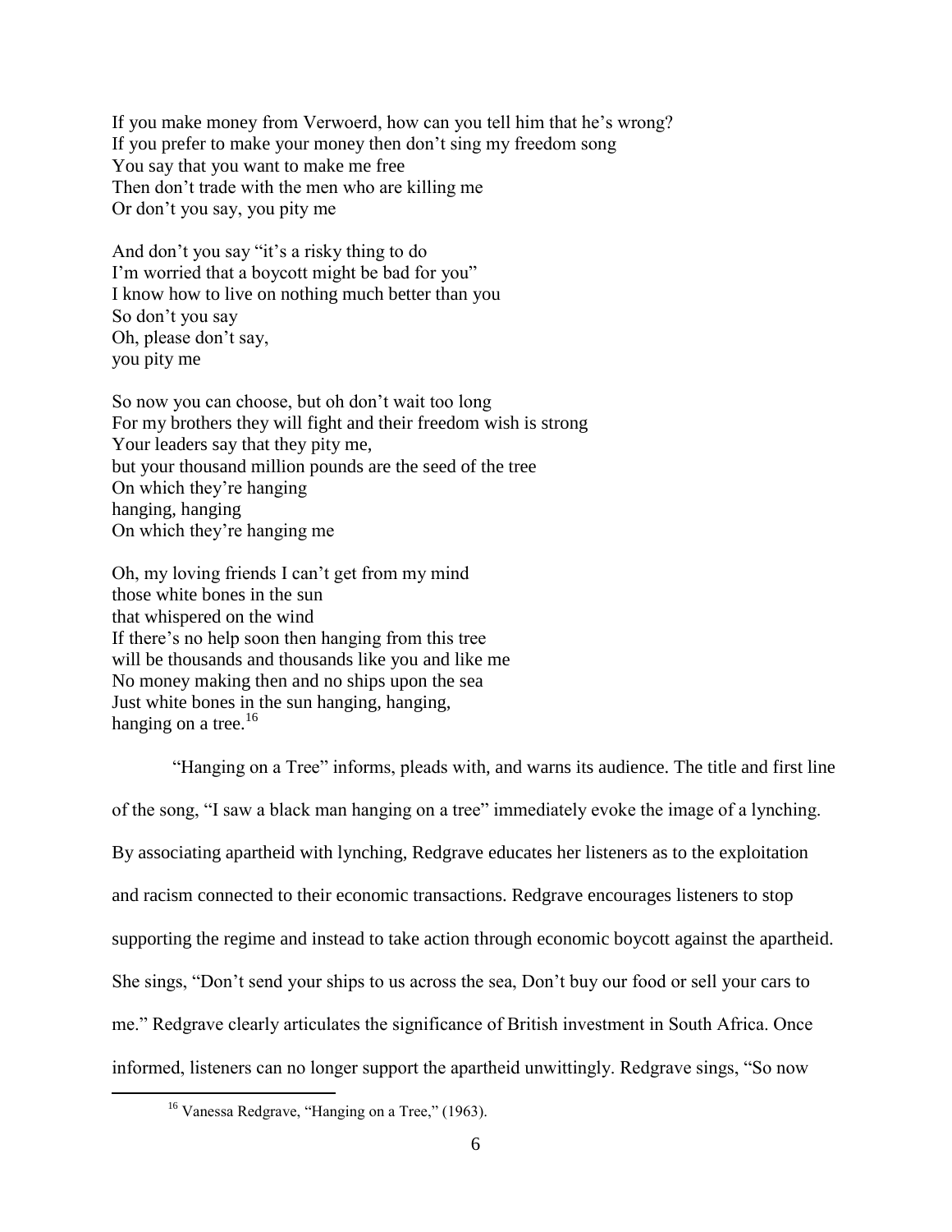If you make money from Verwoerd, how can you tell him that he's wrong?
If you prefer to make your money then don't sing my freedom song
You say that you want to make me free
Then don't trade with the men who are killing me
Or don't you say, you pity me

And don't you say "it's a risky thing to do
I'm worried that a boycott might be bad for you"
I know how to live on nothing much better than you
So don't you say
Oh, please don't say,
you pity me

So now you can choose, but oh don't wait too long
For my brothers they will fight and their freedom wish is strong
Your leaders say that they pity me,
but your thousand million pounds are the seed of the tree
On which they're hanging
hanging, hanging
On which they're hanging me

Oh, my loving friends I can't get from my mind
those white bones in the sun
that whispered on the wind
If there's no help soon then hanging from this tree
will be thousands and thousands like you and like me
No money making then and no ships upon the sea
Just white bones in the sun hanging, hanging,
hanging on a tree.[16]

"Hanging on a Tree" informs, pleads with, and warns its audience. The title and first line of the song, "I saw a black man hanging on a tree" immediately evoke the image of a lynching. By associating apartheid with lynching, Redgrave educates her listeners as to the exploitation and racism connected to their economic transactions. Redgrave encourages listeners to stop supporting the regime and instead to take action through economic boycott against the apartheid. She sings, "Don't send your ships to us across the sea, Don't buy our food or sell your cars to me." Redgrave clearly articulates the significance of British investment in South Africa. Once informed, listeners can no longer support the apartheid unwittingly. Redgrave sings, "So now

[16] Vanessa Redgrave, "Hanging on a Tree," (1963).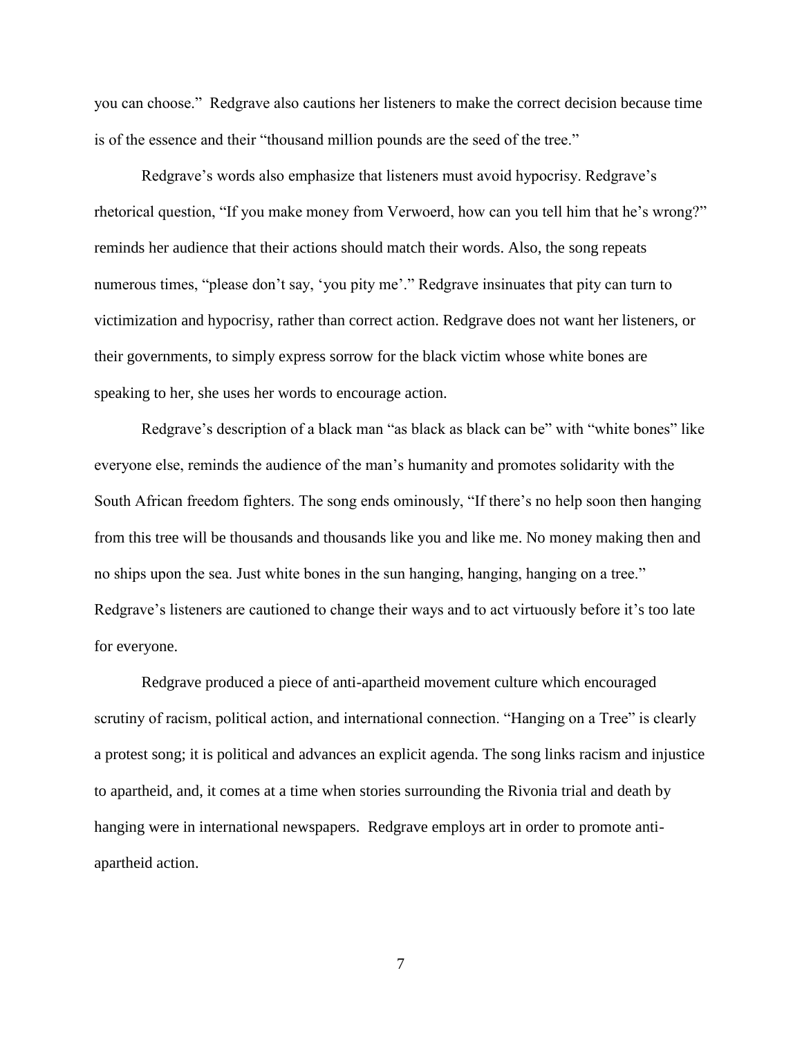you can choose." Redgrave also cautions her listeners to make the correct decision because time is of the essence and their "thousand million pounds are the seed of the tree."

Redgrave's words also emphasize that listeners must avoid hypocrisy. Redgrave's rhetorical question, "If you make money from Verwoerd, how can you tell him that he's wrong?" reminds her audience that their actions should match their words. Also, the song repeats numerous times, "please don't say, 'you pity me'." Redgrave insinuates that pity can turn to victimization and hypocrisy, rather than correct action. Redgrave does not want her listeners, or their governments, to simply express sorrow for the black victim whose white bones are speaking to her, she uses her words to encourage action.

Redgrave's description of a black man "as black as black can be" with "white bones" like everyone else, reminds the audience of the man's humanity and promotes solidarity with the South African freedom fighters. The song ends ominously, "If there's no help soon then hanging from this tree will be thousands and thousands like you and like me. No money making then and no ships upon the sea. Just white bones in the sun hanging, hanging, hanging on a tree." Redgrave's listeners are cautioned to change their ways and to act virtuously before it's too late for everyone.

Redgrave produced a piece of anti-apartheid movement culture which encouraged scrutiny of racism, political action, and international connection. "Hanging on a Tree" is clearly a protest song; it is political and advances an explicit agenda. The song links racism and injustice to apartheid, and, it comes at a time when stories surrounding the Rivonia trial and death by hanging were in international newspapers. Redgrave employs art in order to promote anti-apartheid action.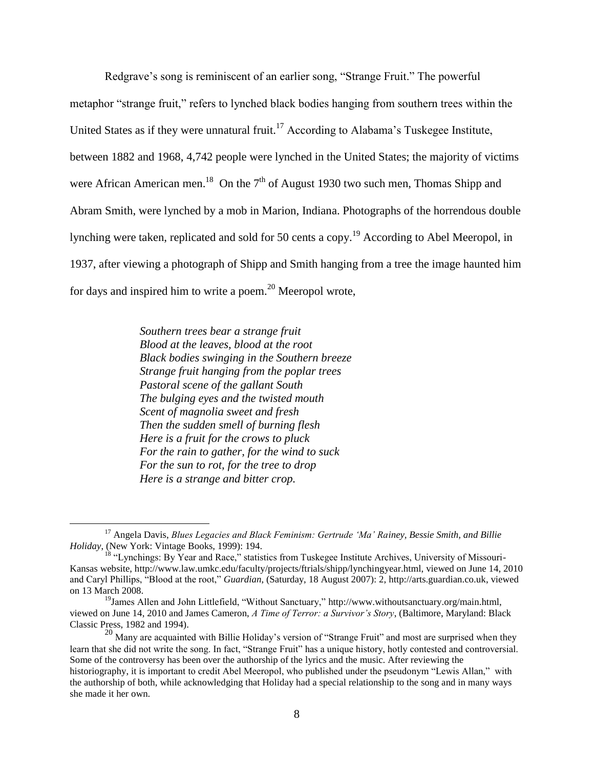Redgrave's song is reminiscent of an earlier song, "Strange Fruit." The powerful metaphor "strange fruit," refers to lynched black bodies hanging from southern trees within the United States as if they were unnatural fruit.[17] According to Alabama's Tuskegee Institute, between 1882 and 1968, 4,742 people were lynched in the United States; the majority of victims were African American men.[18] On the 7th of August 1930 two such men, Thomas Shipp and Abram Smith, were lynched by a mob in Marion, Indiana. Photographs of the horrendous double lynching were taken, replicated and sold for 50 cents a copy.[19] According to Abel Meeropol, in 1937, after viewing a photograph of Shipp and Smith hanging from a tree the image haunted him for days and inspired him to write a poem.[20] Meeropol wrote,

> *Southern trees bear a strange fruit*
> *Blood at the leaves, blood at the root*
> *Black bodies swinging in the Southern breeze*
> *Strange fruit hanging from the poplar trees*
> *Pastoral scene of the gallant South*
> *The bulging eyes and the twisted mouth*
> *Scent of magnolia sweet and fresh*
> *Then the sudden smell of burning flesh*
> *Here is a fruit for the crows to pluck*
> *For the rain to gather, for the wind to suck*
> *For the sun to rot, for the tree to drop*
> *Here is a strange and bitter crop.*

---

[17] Angela Davis, *Blues Legacies and Black Feminism: Gertrude 'Ma' Rainey, Bessie Smith, and Billie Holiday*, (New York: Vintage Books, 1999): 194.

[18] "Lynchings: By Year and Race," statistics from Tuskegee Institute Archives, University of Missouri-Kansas website, http://www.law.umkc.edu/faculty/projects/ftrials/shipp/lynchingyear.html, viewed on June 14, 2010 and Caryl Phillips, "Blood at the root," *Guardian,* (Saturday, 18 August 2007): 2, http://arts.guardian.co.uk, viewed on 13 March 2008.

[19] James Allen and John Littlefield, "Without Sanctuary," http://www.withoutsanctuary.org/main.html, viewed on June 14, 2010 and James Cameron, *A Time of Terror: a Survivor's Story*, (Baltimore, Maryland: Black Classic Press, 1982 and 1994).

[20] Many are acquainted with Billie Holiday's version of "Strange Fruit" and most are surprised when they learn that she did not write the song. In fact, "Strange Fruit" has a unique history, hotly contested and controversial. Some of the controversy has been over the authorship of the lyrics and the music. After reviewing the historiography, it is important to credit Abel Meeropol, who published under the pseudonym "Lewis Allan," with the authorship of both, while acknowledging that Holiday had a special relationship to the song and in many ways she made it her own.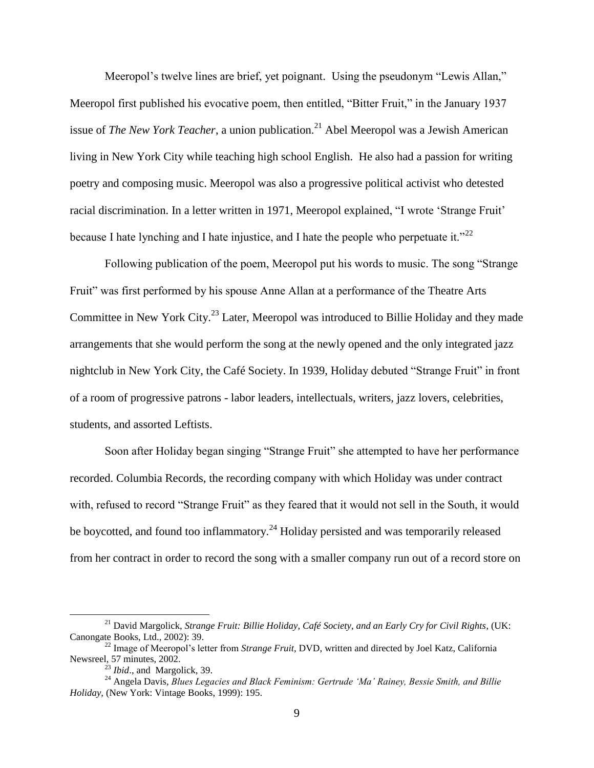Meeropol's twelve lines are brief, yet poignant. Using the pseudonym "Lewis Allan," Meeropol first published his evocative poem, then entitled, "Bitter Fruit," in the January 1937 issue of *The New York Teacher*, a union publication.[21] Abel Meeropol was a Jewish American living in New York City while teaching high school English. He also had a passion for writing poetry and composing music. Meeropol was also a progressive political activist who detested racial discrimination. In a letter written in 1971, Meeropol explained, "I wrote 'Strange Fruit' because I hate lynching and I hate injustice, and I hate the people who perpetuate it."[22]

Following publication of the poem, Meeropol put his words to music. The song "Strange Fruit" was first performed by his spouse Anne Allan at a performance of the Theatre Arts Committee in New York City.[23] Later, Meeropol was introduced to Billie Holiday and they made arrangements that she would perform the song at the newly opened and the only integrated jazz nightclub in New York City, the Café Society. In 1939, Holiday debuted "Strange Fruit" in front of a room of progressive patrons - labor leaders, intellectuals, writers, jazz lovers, celebrities, students, and assorted Leftists.

Soon after Holiday began singing "Strange Fruit" she attempted to have her performance recorded. Columbia Records, the recording company with which Holiday was under contract with, refused to record "Strange Fruit" as they feared that it would not sell in the South, it would be boycotted, and found too inflammatory.[24] Holiday persisted and was temporarily released from her contract in order to record the song with a smaller company run out of a record store on

---

[21] David Margolick, *Strange Fruit: Billie Holiday, Café Society, and an Early Cry for Civil Rights*, (UK: Canongate Books, Ltd., 2002): 39.

[22] Image of Meeropol's letter from *Strange Fruit*, DVD, written and directed by Joel Katz, California Newsreel, 57 minutes, 2002.

[23] *Ibid*., and Margolick, 39.

[24] Angela Davis, *Blues Legacies and Black Feminism: Gertrude 'Ma' Rainey, Bessie Smith, and Billie Holiday*, (New York: Vintage Books, 1999): 195.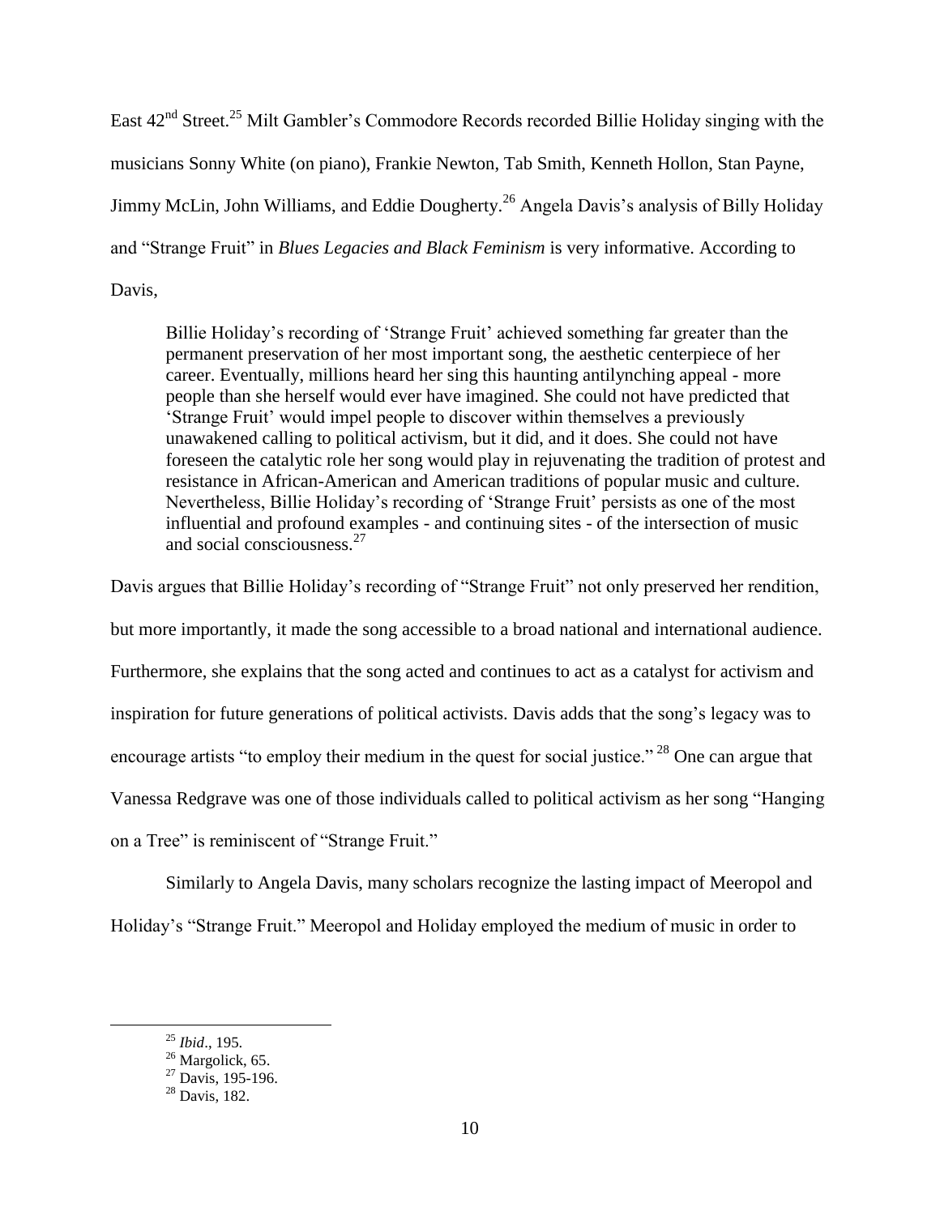East 42nd Street.[25] Milt Gambler's Commodore Records recorded Billie Holiday singing with the musicians Sonny White (on piano), Frankie Newton, Tab Smith, Kenneth Hollon, Stan Payne, Jimmy McLin, John Williams, and Eddie Dougherty.[26] Angela Davis's analysis of Billy Holiday and "Strange Fruit" in *Blues Legacies and Black Feminism* is very informative. According to Davis,

> Billie Holiday's recording of 'Strange Fruit' achieved something far greater than the permanent preservation of her most important song, the aesthetic centerpiece of her career. Eventually, millions heard her sing this haunting antilynching appeal - more people than she herself would ever have imagined. She could not have predicted that 'Strange Fruit' would impel people to discover within themselves a previously unawakened calling to political activism, but it did, and it does. She could not have foreseen the catalytic role her song would play in rejuvenating the tradition of protest and resistance in African-American and American traditions of popular music and culture. Nevertheless, Billie Holiday's recording of 'Strange Fruit' persists as one of the most influential and profound examples - and continuing sites - of the intersection of music and social consciousness.[27]

Davis argues that Billie Holiday's recording of "Strange Fruit" not only preserved her rendition, but more importantly, it made the song accessible to a broad national and international audience. Furthermore, she explains that the song acted and continues to act as a catalyst for activism and inspiration for future generations of political activists. Davis adds that the song's legacy was to encourage artists "to employ their medium in the quest for social justice." [28] One can argue that Vanessa Redgrave was one of those individuals called to political activism as her song "Hanging on a Tree" is reminiscent of "Strange Fruit."

Similarly to Angela Davis, many scholars recognize the lasting impact of Meeropol and Holiday's "Strange Fruit." Meeropol and Holiday employed the medium of music in order to

---

[25] *Ibid*., 195.

[26] Margolick, 65.

[27] Davis, 195-196.

[28] Davis, 182.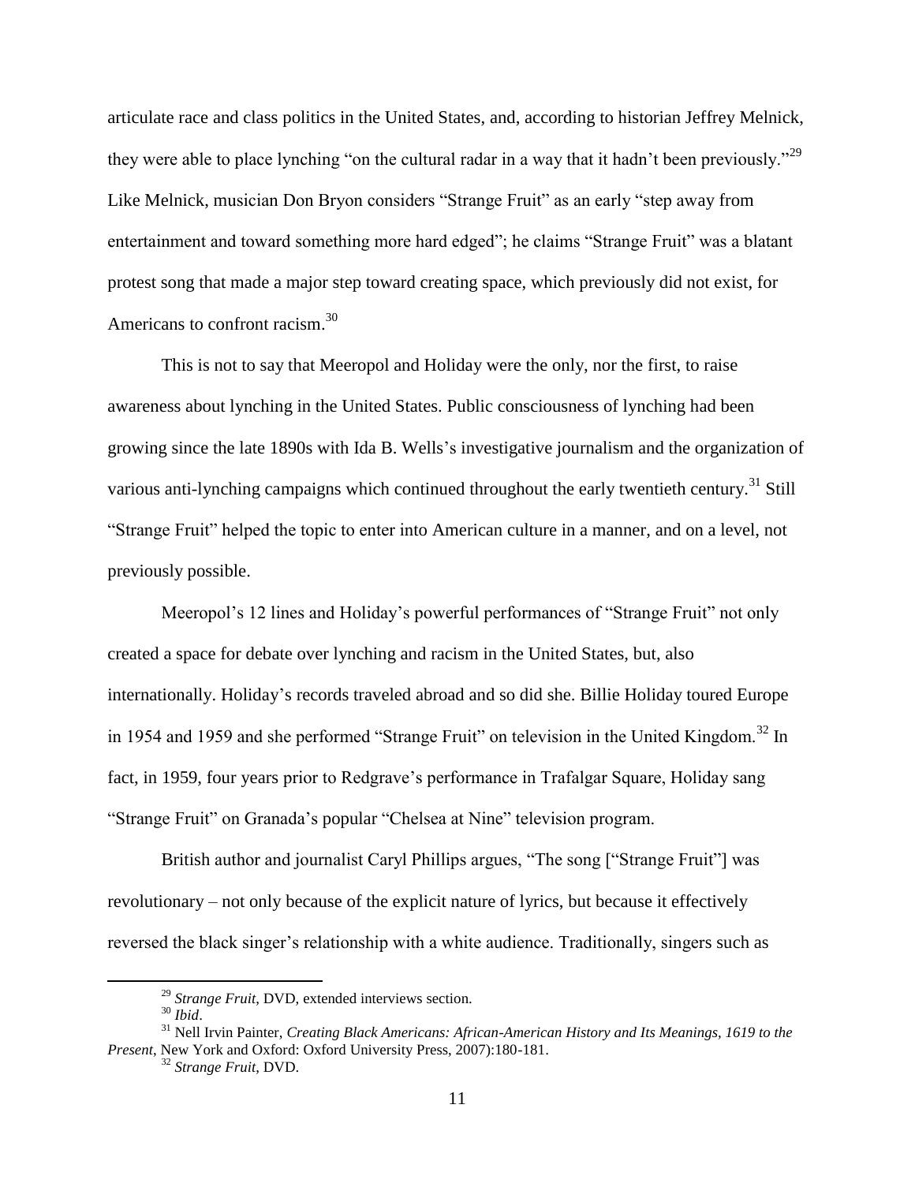articulate race and class politics in the United States, and, according to historian Jeffrey Melnick, they were able to place lynching "on the cultural radar in a way that it hadn't been previously."[29] Like Melnick, musician Don Bryon considers "Strange Fruit" as an early "step away from entertainment and toward something more hard edged"; he claims "Strange Fruit" was a blatant protest song that made a major step toward creating space, which previously did not exist, for Americans to confront racism.[30]

This is not to say that Meeropol and Holiday were the only, nor the first, to raise awareness about lynching in the United States. Public consciousness of lynching had been growing since the late 1890s with Ida B. Wells's investigative journalism and the organization of various anti-lynching campaigns which continued throughout the early twentieth century.[31] Still "Strange Fruit" helped the topic to enter into American culture in a manner, and on a level, not previously possible.

Meeropol's 12 lines and Holiday's powerful performances of "Strange Fruit" not only created a space for debate over lynching and racism in the United States, but, also internationally. Holiday's records traveled abroad and so did she. Billie Holiday toured Europe in 1954 and 1959 and she performed "Strange Fruit" on television in the United Kingdom.[32] In fact, in 1959, four years prior to Redgrave's performance in Trafalgar Square, Holiday sang "Strange Fruit" on Granada's popular "Chelsea at Nine" television program.

British author and journalist Caryl Phillips argues, "The song ["Strange Fruit"] was revolutionary – not only because of the explicit nature of lyrics, but because it effectively reversed the black singer's relationship with a white audience. Traditionally, singers such as

---

[29] *Strange Fruit*, DVD, extended interviews section.

[30] *Ibid*.

[31] Nell Irvin Painter, *Creating Black Americans: African-American History and Its Meanings, 1619 to the Present*, New York and Oxford: Oxford University Press, 2007):180-181.

[32] *Strange Fruit*, DVD.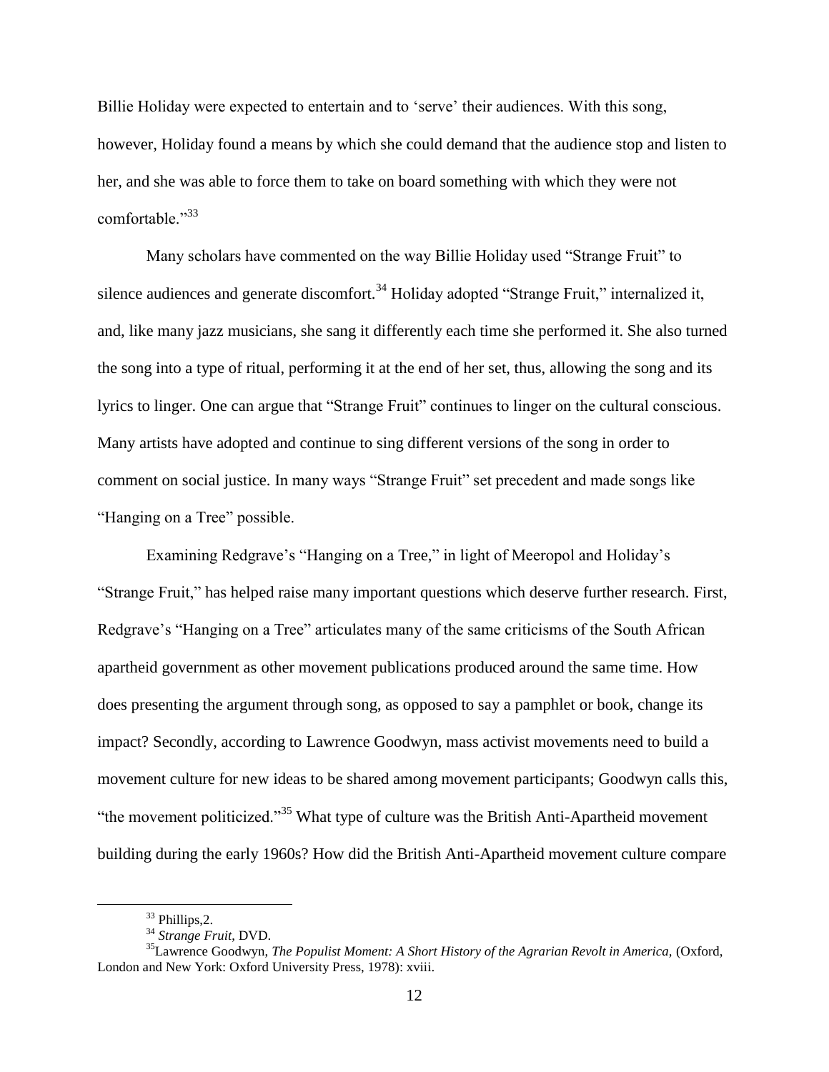Billie Holiday were expected to entertain and to 'serve' their audiences. With this song, however, Holiday found a means by which she could demand that the audience stop and listen to her, and she was able to force them to take on board something with which they were not comfortable."[33]

Many scholars have commented on the way Billie Holiday used "Strange Fruit" to silence audiences and generate discomfort.[34] Holiday adopted "Strange Fruit," internalized it, and, like many jazz musicians, she sang it differently each time she performed it. She also turned the song into a type of ritual, performing it at the end of her set, thus, allowing the song and its lyrics to linger. One can argue that "Strange Fruit" continues to linger on the cultural conscious. Many artists have adopted and continue to sing different versions of the song in order to comment on social justice. In many ways "Strange Fruit" set precedent and made songs like "Hanging on a Tree" possible.

Examining Redgrave's "Hanging on a Tree," in light of Meeropol and Holiday's "Strange Fruit," has helped raise many important questions which deserve further research. First, Redgrave's "Hanging on a Tree" articulates many of the same criticisms of the South African apartheid government as other movement publications produced around the same time. How does presenting the argument through song, as opposed to say a pamphlet or book, change its impact? Secondly, according to Lawrence Goodwyn, mass activist movements need to build a movement culture for new ideas to be shared among movement participants; Goodwyn calls this, "the movement politicized."[35] What type of culture was the British Anti-Apartheid movement building during the early 1960s? How did the British Anti-Apartheid movement culture compare

[33] Phillips,2.

[34] *Strange Fruit,* DVD.

[35] Lawrence Goodwyn, *The Populist Moment: A Short History of the Agrarian Revolt in America,* (Oxford, London and New York: Oxford University Press, 1978): xviii.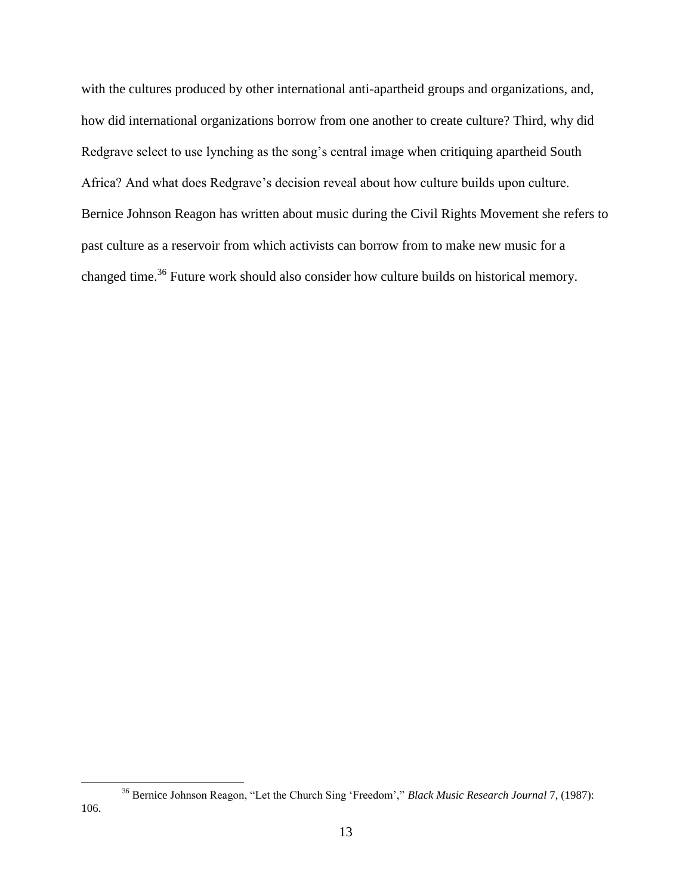with the cultures produced by other international anti-apartheid groups and organizations, and, how did international organizations borrow from one another to create culture? Third, why did Redgrave select to use lynching as the song's central image when critiquing apartheid South Africa? And what does Redgrave's decision reveal about how culture builds upon culture. Bernice Johnson Reagon has written about music during the Civil Rights Movement she refers to past culture as a reservoir from which activists can borrow from to make new music for a changed time.[36] Future work should also consider how culture builds on historical memory.

---

[36] Bernice Johnson Reagon, "Let the Church Sing 'Freedom'," *Black Music Research Journal* 7, (1987): 106.